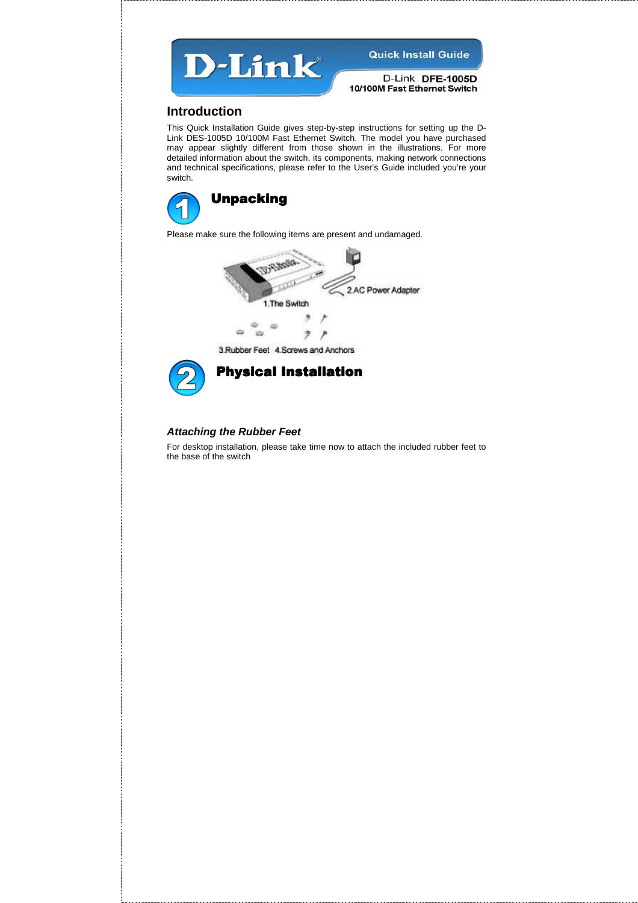D-Link

Quick Install Guide

D-Link **DFE-1005D**
**10/100M Fast Ethernet Switch**

## Introduction

This Quick Installation Guide gives step-by-step instructions for setting up the D-Link DES-1005D 10/100M Fast Ethernet Switch. The model you have purchased may appear slightly different from those shown in the illustrations. For more detailed information about the switch, its components, making network connections and technical specifications, please refer to the User's Guide included you're your switch.

## 1 Unpacking

Please make sure the following items are present and undamaged.

1.The Switch
2.AC Power Adapter
3.Rubber Feet
4.Screws and Anchors

## 2 Physical Installation

### *Attaching the Rubber Feet*

For desktop installation, please take time now to attach the included rubber feet to the base of the switch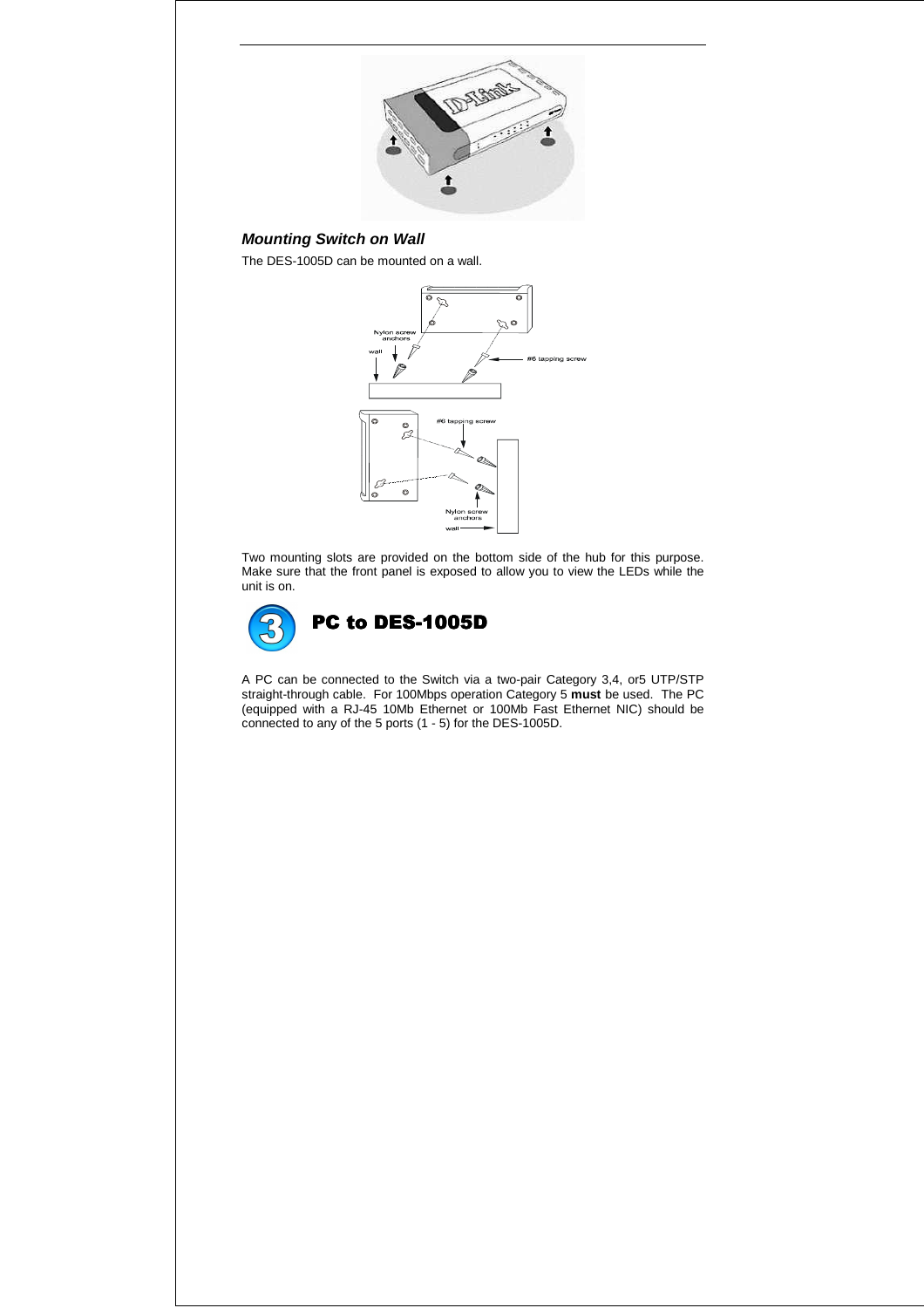### *Mounting Switch on Wall*

The DES-1005D can be mounted on a wall.

Two mounting slots are provided on the bottom side of the hub for this purpose. Make sure that the front panel is exposed to allow you to view the LEDs while the unit is on.

## 3 PC to DES-1005D

A PC can be connected to the Switch via a two-pair Category 3,4, or5 UTP/STP straight-through cable. For 100Mbps operation Category 5 **must** be used. The PC (equipped with a RJ-45 10Mb Ethernet or 100Mb Fast Ethernet NIC) should be connected to any of the 5 ports (1 - 5) for the DES-1005D.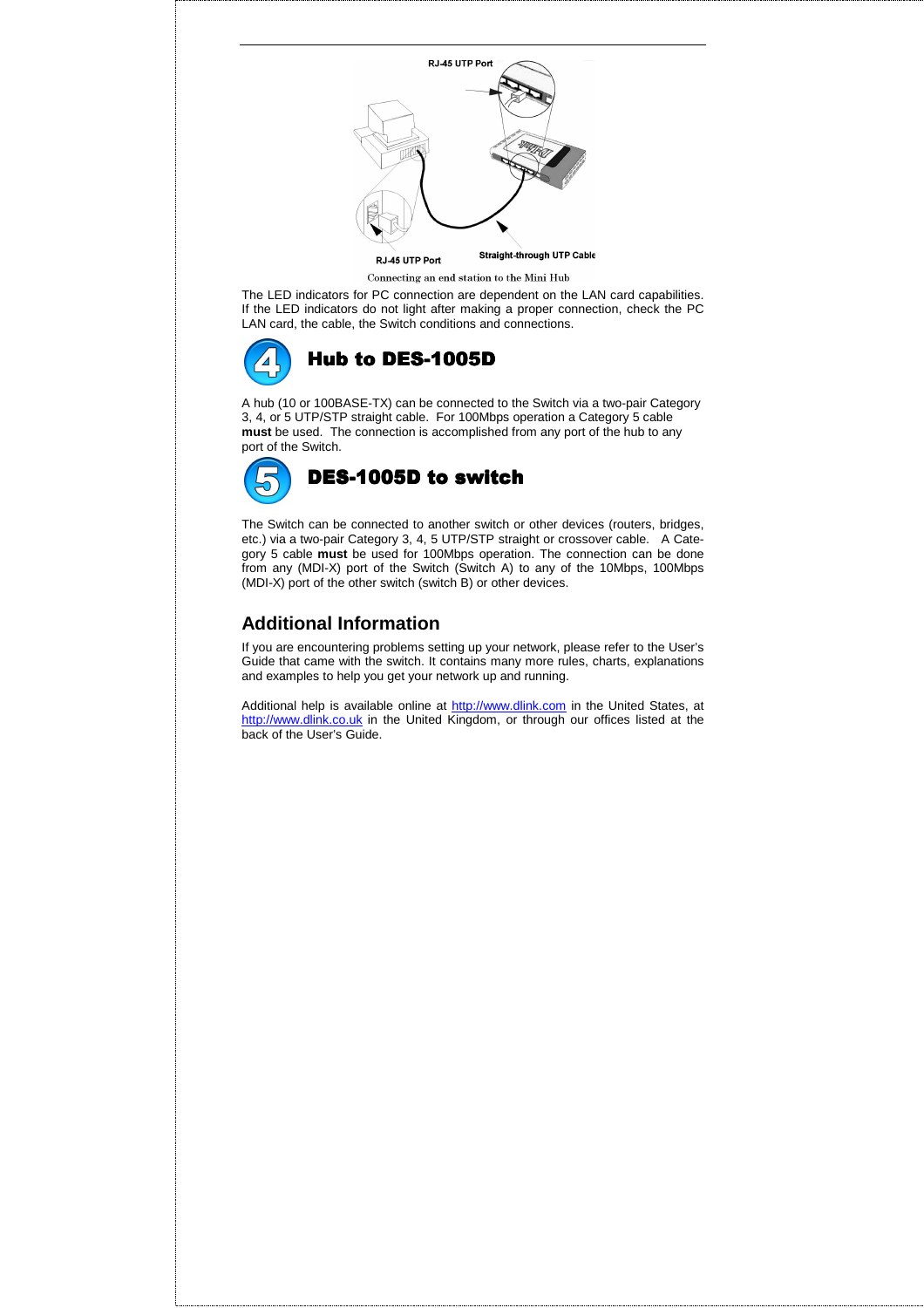RJ-45 UTP Port

RJ-45 UTP Port

Straight-through UTP Cable

Connecting an end station to the Mini Hub

The LED indicators for PC connection are dependent on the LAN card capabilities. If the LED indicators do not light after making a proper connection, check the PC LAN card, the cable, the Switch conditions and connections.

## 4 Hub to DES-1005D

A hub (10 or 100BASE-TX) can be connected to the Switch via a two-pair Category 3, 4, or 5 UTP/STP straight cable. For 100Mbps operation a Category 5 cable **must** be used. The connection is accomplished from any port of the hub to any port of the Switch.

## 5 DES-1005D to switch

The Switch can be connected to another switch or other devices (routers, bridges, etc.) via a two-pair Category 3, 4, 5 UTP/STP straight or crossover cable. A Category 5 cable **must** be used for 100Mbps operation. The connection can be done from any (MDI-X) port of the Switch (Switch A) to any of the 10Mbps, 100Mbps (MDI-X) port of the other switch (switch B) or other devices.

## Additional Information

If you are encountering problems setting up your network, please refer to the User's Guide that came with the switch. It contains many more rules, charts, explanations and examples to help you get your network up and running.

Additional help is available online at http://www.dlink.com in the United States, at http://www.dlink.co.uk in the United Kingdom, or through our offices listed at the back of the User's Guide.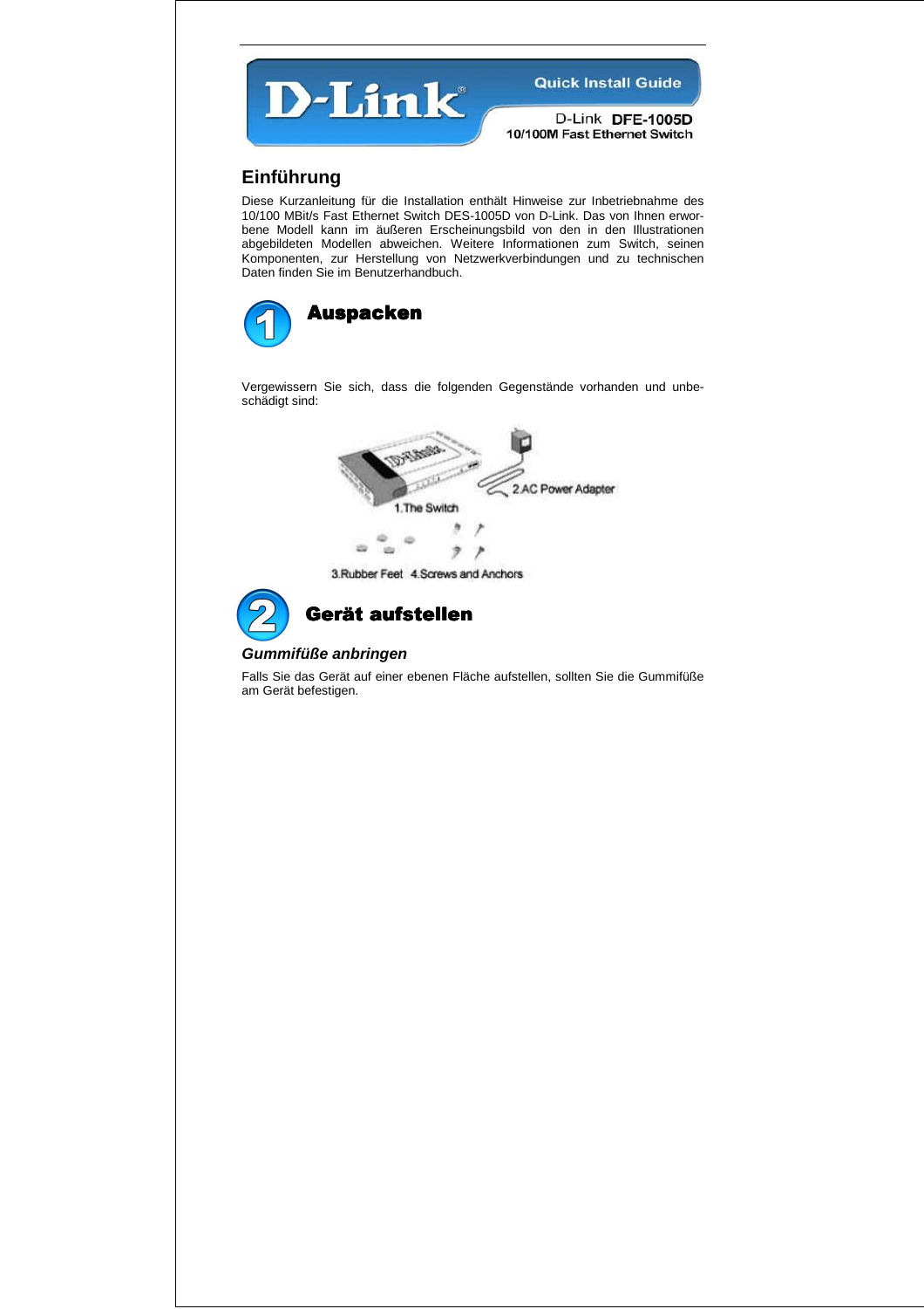Quick Install Guide

D-Link **DFE-1005D**
**10/100M Fast Ethernet Switch**

## Einführung

Diese Kurzanleitung für die Installation enthält Hinweise zur Inbetriebnahme des 10/100 MBit/s Fast Ethernet Switch DES-1005D von D-Link. Das von Ihnen erworbene Modell kann im äußeren Erscheinungsbild von den in den Illustrationen abgebildeten Modellen abweichen. Weitere Informationen zum Switch, seinen Komponenten, zur Herstellung von Netzwerkverbindungen und zu technischen Daten finden Sie im Benutzerhandbuch.

## 1 Auspacken

Vergewissern Sie sich, dass die folgenden Gegenstände vorhanden und unbeschädigt sind:

1.The Switch
2.AC Power Adapter
3.Rubber Feet
4.Screws and Anchors

## 2 Gerät aufstellen

### *Gummifüße anbringen*

Falls Sie das Gerät auf einer ebenen Fläche aufstellen, sollten Sie die Gummifüße am Gerät befestigen.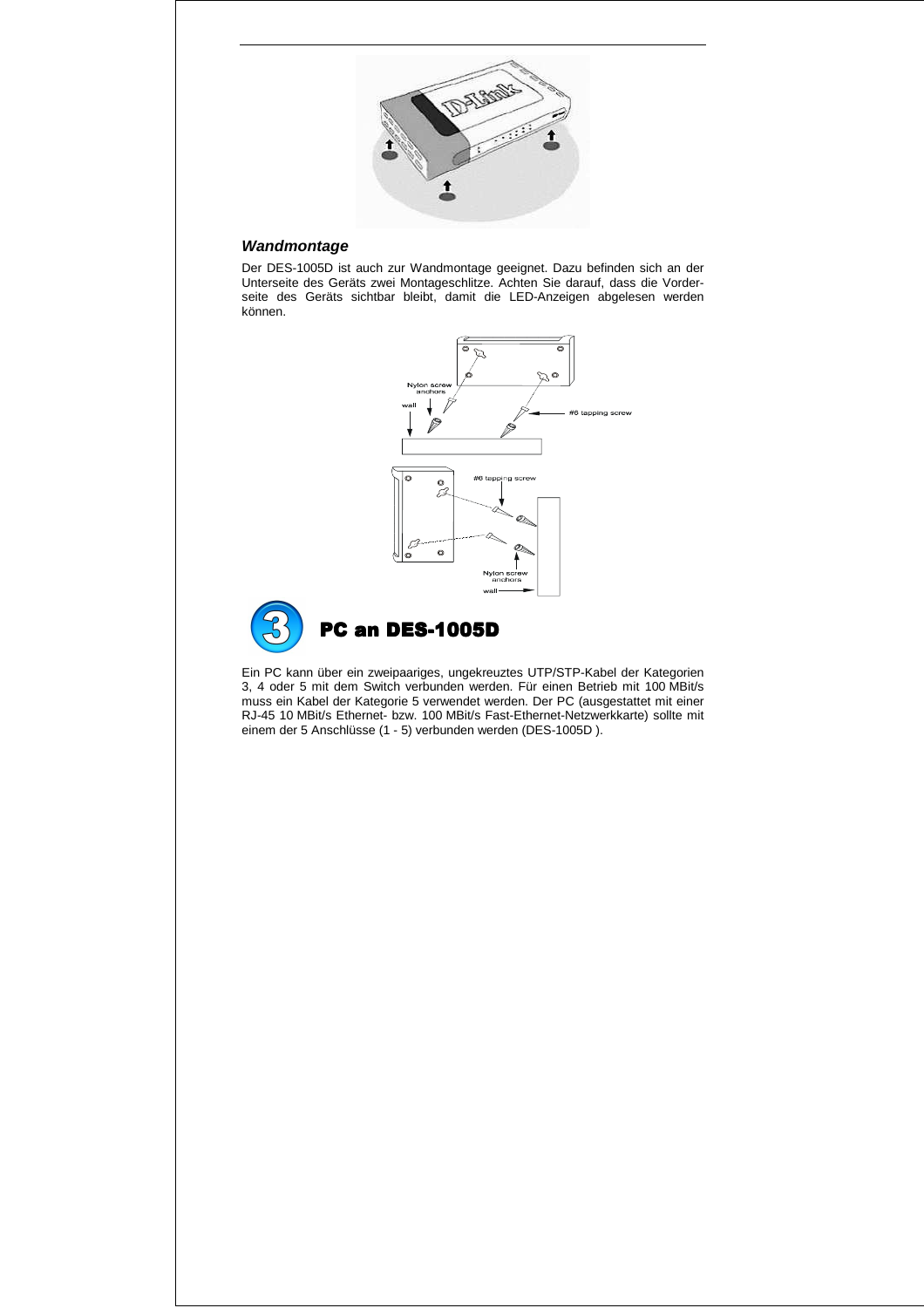### *Wandmontage*

Der DES-1005D ist auch zur Wandmontage geeignet. Dazu befinden sich an der Unterseite des Geräts zwei Montageschlitze. Achten Sie darauf, dass die Vorderseite des Geräts sichtbar bleibt, damit die LED-Anzeigen abgelesen werden können.

## PC an DES-1005D

Ein PC kann über ein zweipaariges, ungekreuztes UTP/STP-Kabel der Kategorien 3, 4 oder 5 mit dem Switch verbunden werden. Für einen Betrieb mit 100 MBit/s muss ein Kabel der Kategorie 5 verwendet werden. Der PC (ausgestattet mit einer RJ-45 10 MBit/s Ethernet- bzw. 100 MBit/s Fast-Ethernet-Netzwerkkarte) sollte mit einem der 5 Anschlüsse (1 - 5) verbunden werden (DES-1005D ).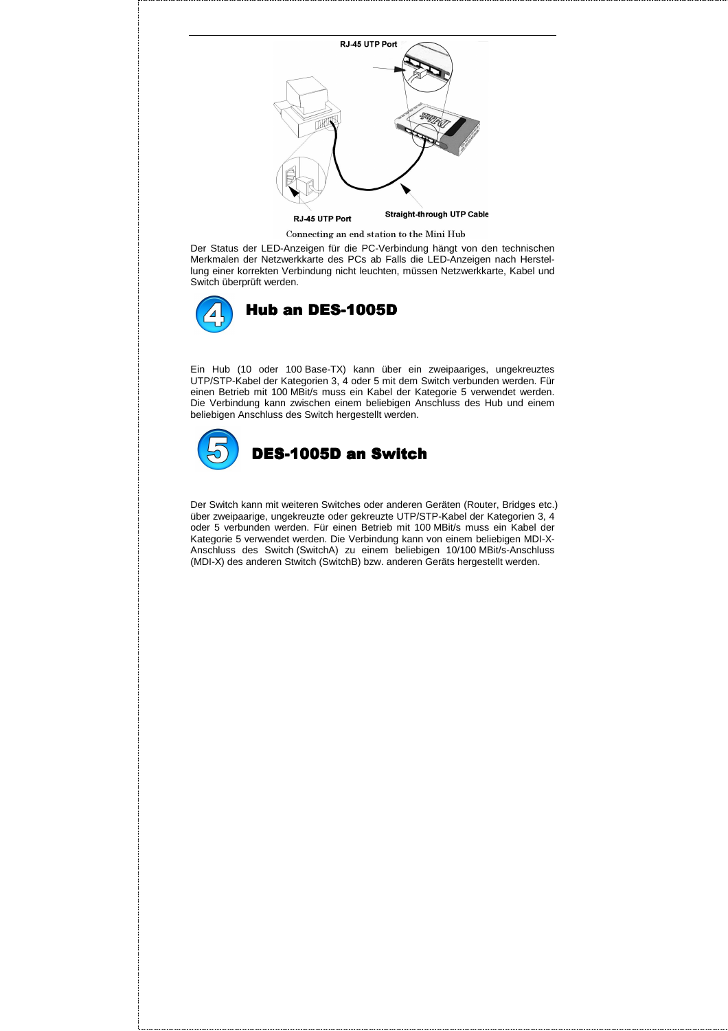RJ-45 UTP Port

RJ-45 UTP Port

Straight-through UTP Cable

Connecting an end station to the Mini Hub

Der Status der LED-Anzeigen für die PC-Verbindung hängt von den technischen Merkmalen der Netzwerkkarte des PCs ab Falls die LED-Anzeigen nach Herstellung einer korrekten Verbindung nicht leuchten, müssen Netzwerkkarte, Kabel und Switch überprüft werden.

## 4 Hub an DES-1005D

Ein Hub (10 oder 100 Base-TX) kann über ein zweipaariges, ungekreuztes UTP/STP-Kabel der Kategorien 3, 4 oder 5 mit dem Switch verbunden werden. Für einen Betrieb mit 100 MBit/s muss ein Kabel der Kategorie 5 verwendet werden. Die Verbindung kann zwischen einem beliebigen Anschluss des Hub und einem beliebigen Anschluss des Switch hergestellt werden.

## 5 DES-1005D an Switch

Der Switch kann mit weiteren Switches oder anderen Geräten (Router, Bridges etc.) über zweipaarige, ungekreuzte oder gekreuzte UTP/STP-Kabel der Kategorien 3, 4 oder 5 verbunden werden. Für einen Betrieb mit 100 MBit/s muss ein Kabel der Kategorie 5 verwendet werden. Die Verbindung kann von einem beliebigen MDI-X-Anschluss des Switch (SwitchA) zu einem beliebigen 10/100 MBit/s-Anschluss (MDI-X) des anderen Stwitch (SwitchB) bzw. anderen Geräts hergestellt werden.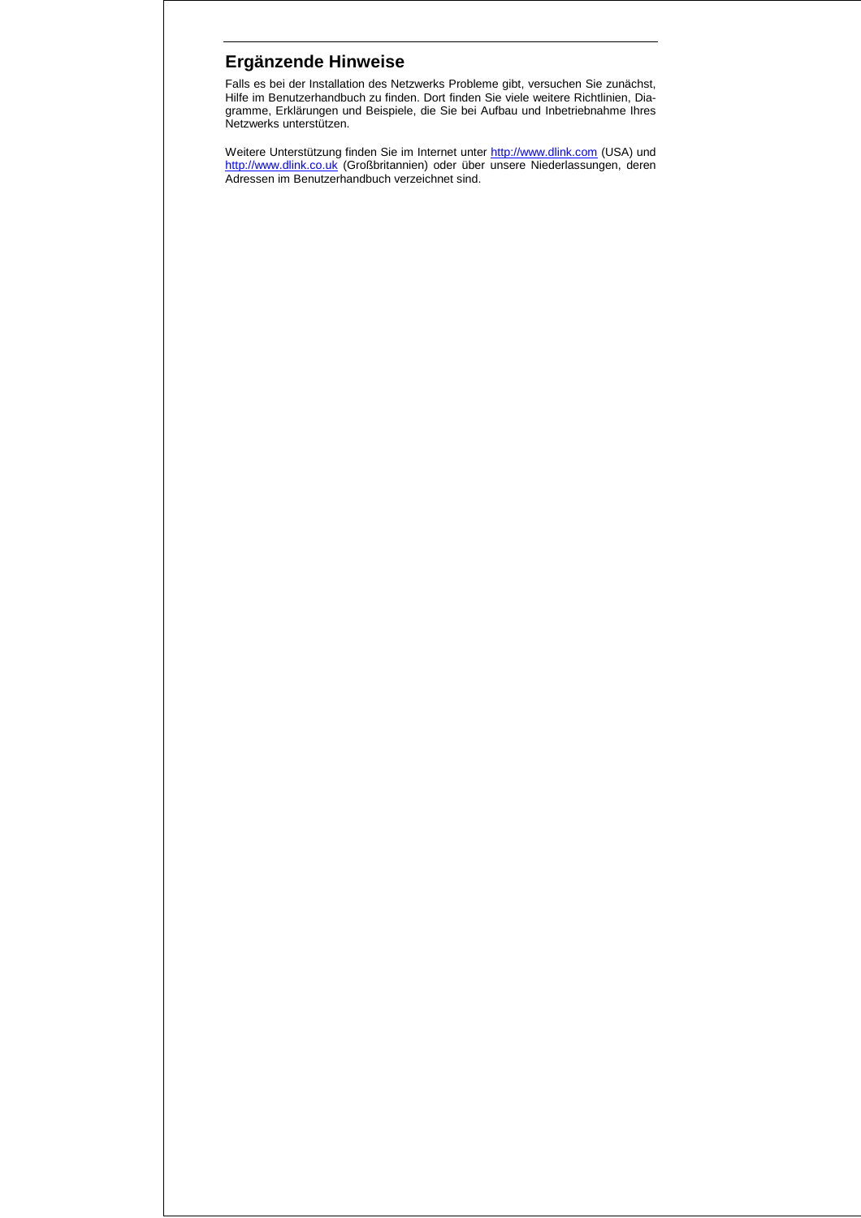## Ergänzende Hinweise

Falls es bei der Installation des Netzwerks Probleme gibt, versuchen Sie zunächst, Hilfe im Benutzerhandbuch zu finden. Dort finden Sie viele weitere Richtlinien, Diagramme, Erklärungen und Beispiele, die Sie bei Aufbau und Inbetriebnahme Ihres Netzwerks unterstützen.

Weitere Unterstützung finden Sie im Internet unter http://www.dlink.com (USA) und http://www.dlink.co.uk (Großbritannien) oder über unsere Niederlassungen, deren Adressen im Benutzerhandbuch verzeichnet sind.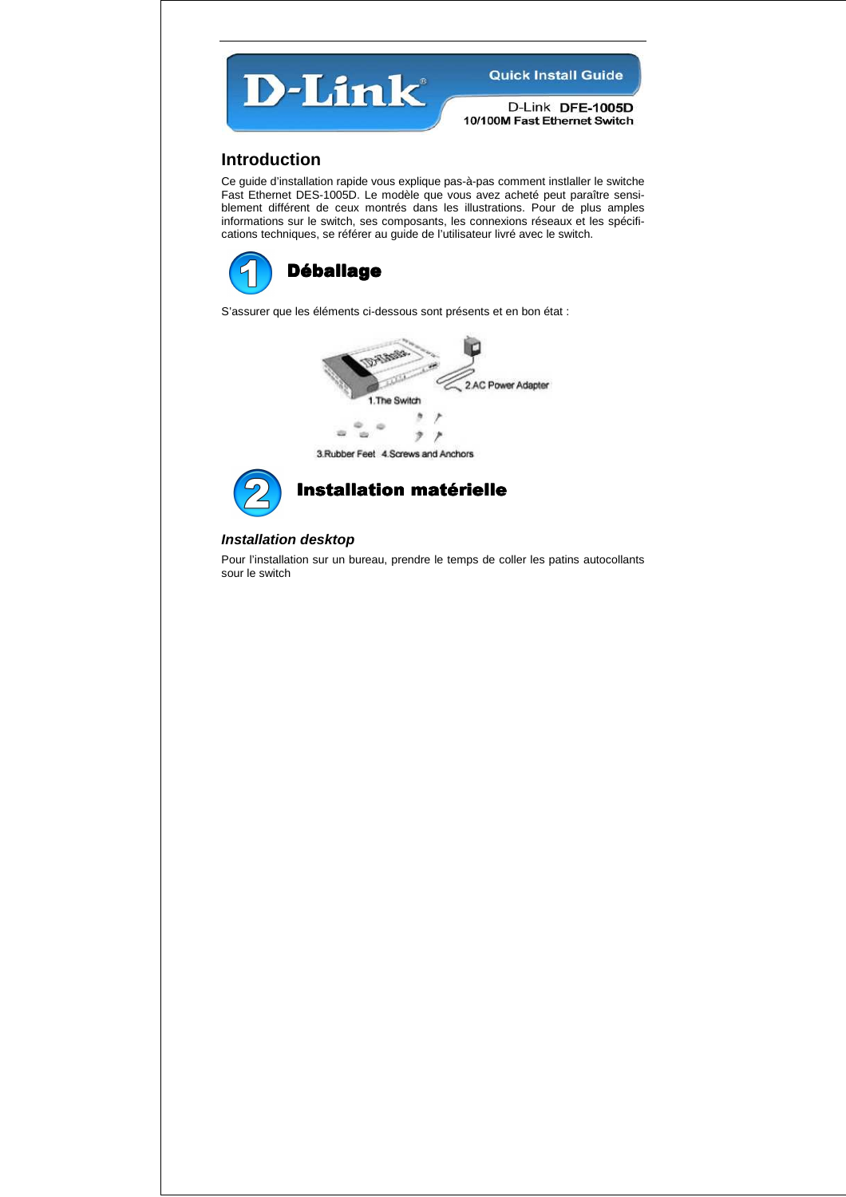D-Link

Quick Install Guide

D-Link **DFE-1005D**
**10/100M Fast Ethernet Switch**

## Introduction

Ce guide d'installation rapide vous explique pas-à-pas comment instlaller le switche Fast Ethernet DES-1005D. Le modèle que vous avez acheté peut paraître sensiblement différent de ceux montrés dans les illustrations. Pour de plus amples informations sur le switch, ses composants, les connexions réseaux et les spécifications techniques, se référer au guide de l'utilisateur livré avec le switch.

## 1 Déballage

S'assurer que les éléments ci-dessous sont présents et en bon état :

1.The Switch
2.AC Power Adapter
3.Rubber Feet
4.Screws and Anchors

## 2 Installation matérielle

### *Installation desktop*

Pour l'installation sur un bureau, prendre le temps de coller les patins autocollants sour le switch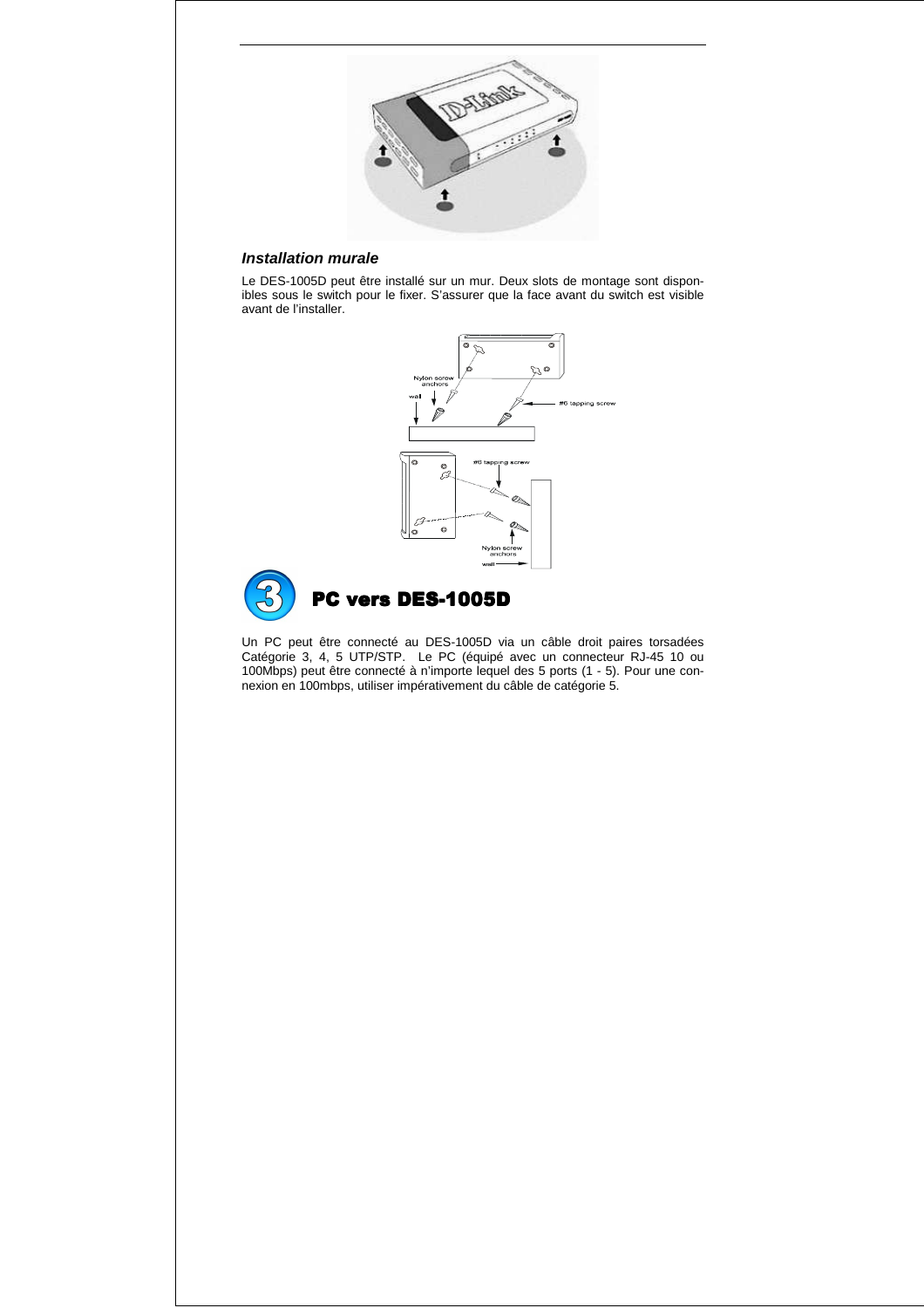### *Installation murale*

Le DES-1005D peut être installé sur un mur. Deux slots de montage sont disponibles sous le switch pour le fixer. S'assurer que la face avant du switch est visible avant de l'installer.

## 3 PC vers DES-1005D

Un PC peut être connecté au DES-1005D via un câble droit paires torsadées Catégorie 3, 4, 5 UTP/STP. Le PC (équipé avec un connecteur RJ-45 10 ou 100Mbps) peut être connecté à n'importe lequel des 5 ports (1 - 5). Pour une connexion en 100mbps, utiliser impérativement du câble de catégorie 5.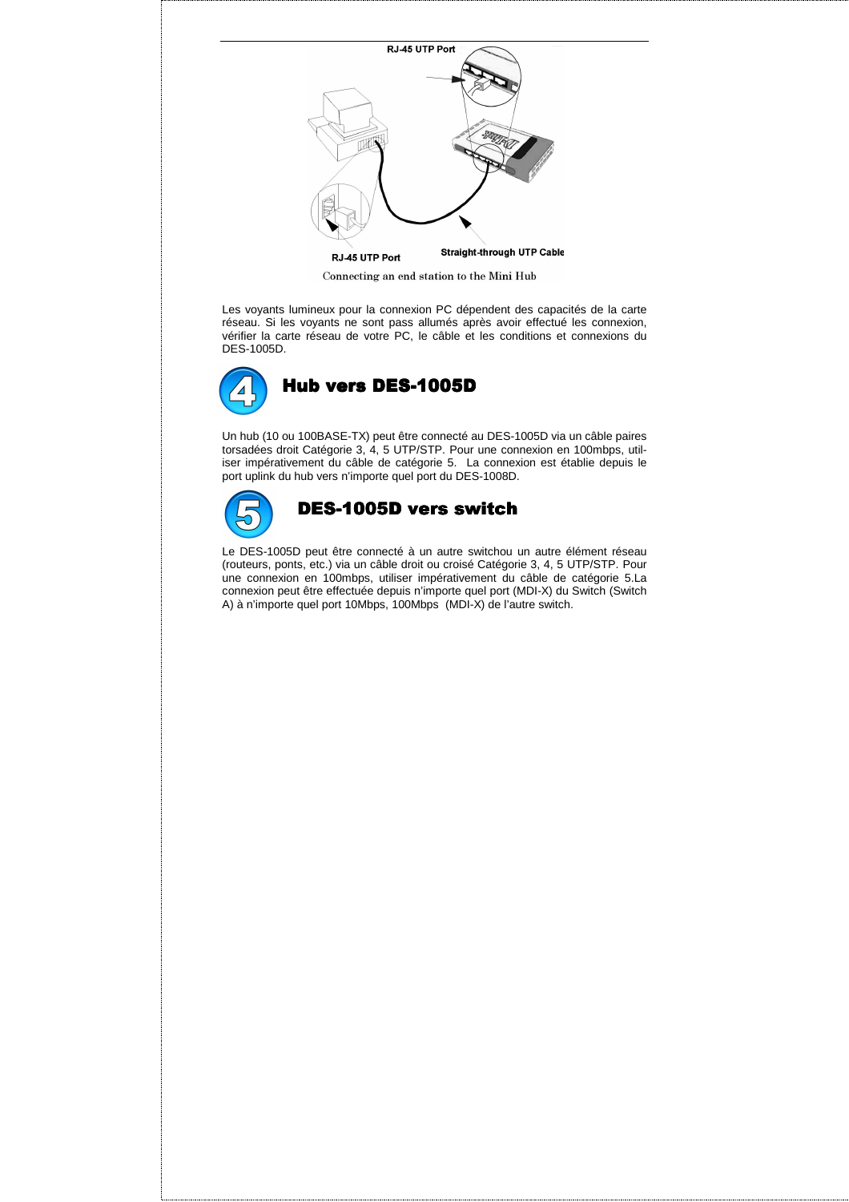RJ-45 UTP Port

RJ-45 UTP Port

Straight-through UTP Cable

Connecting an end station to the Mini Hub

Les voyants lumineux pour la connexion PC dépendent des capacités de la carte réseau. Si les voyants ne sont pass allumés après avoir effectué les connexion, vérifier la carte réseau de votre PC, le câble et les conditions et connexions du DES-1005D.

## 4 Hub vers DES-1005D

Un hub (10 ou 100BASE-TX) peut être connecté au DES-1005D via un câble paires torsadées droit Catégorie 3, 4, 5 UTP/STP. Pour une connexion en 100mbps, util-iser impérativement du câble de catégorie 5. La connexion est établie depuis le port uplink du hub vers n'importe quel port du DES-1008D.

## 5 DES-1005D vers switch

Le DES-1005D peut être connecté à un autre switchou un autre élément réseau (routeurs, ponts, etc.) via un câble droit ou croisé Catégorie 3, 4, 5 UTP/STP. Pour une connexion en 100mbps, utiliser impérativement du câble de catégorie 5.La connexion peut être effectuée depuis n'importe quel port (MDI-X) du Switch (Switch A) à n'importe quel port 10Mbps, 100Mbps (MDI-X) de l'autre switch.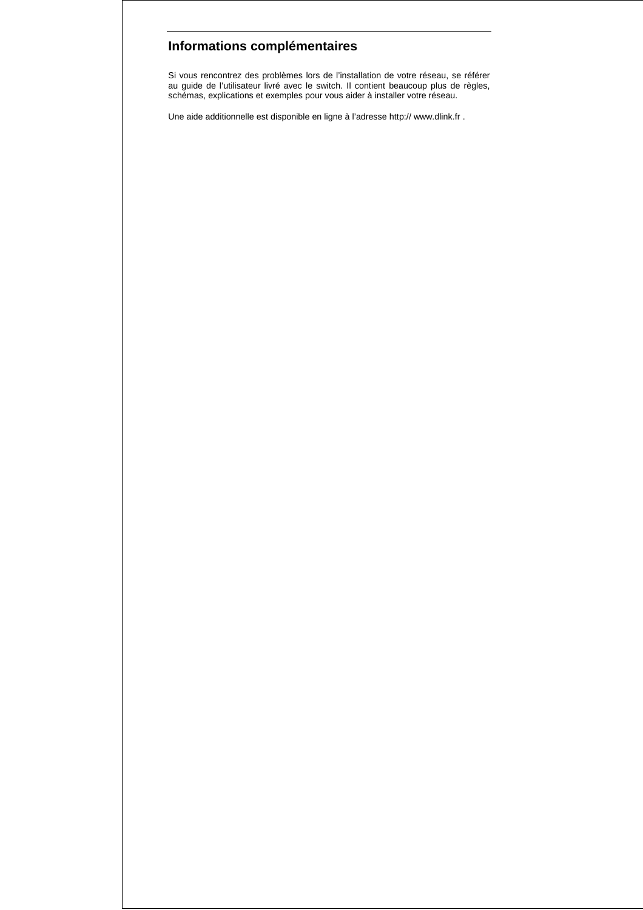## Informations complémentaires

Si vous rencontrez des problèmes lors de l'installation de votre réseau, se référer au guide de l'utilisateur livré avec le switch. Il contient beaucoup plus de règles, schémas, explications et exemples pour vous aider à installer votre réseau.

Une aide additionnelle est disponible en ligne à l'adresse http:// www.dlink.fr .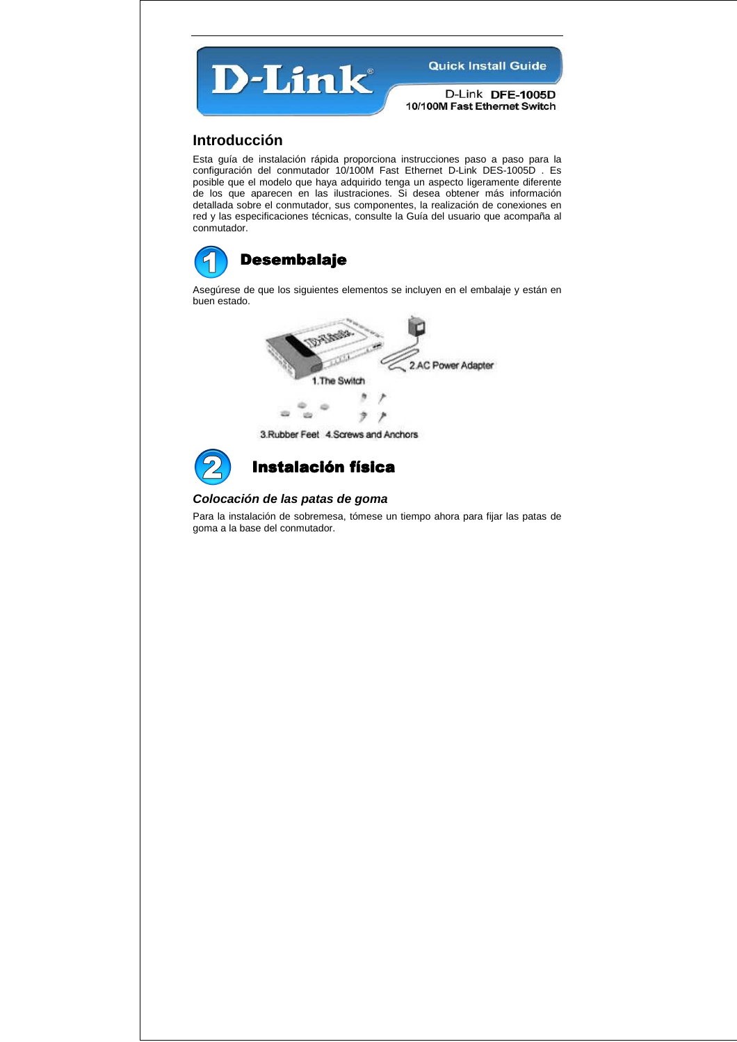Quick Install Guide

D-Link **DFE-1005D**
**10/100M Fast Ethernet Switch**

## Introducción

Esta guía de instalación rápida proporciona instrucciones paso a paso para la configuración del conmutador 10/100M Fast Ethernet D-Link DES-1005D . Es posible que el modelo que haya adquirido tenga un aspecto ligeramente diferente de los que aparecen en las ilustraciones. Si desea obtener más información detallada sobre el conmutador, sus componentes, la realización de conexiones en red y las especificaciones técnicas, consulte la Guía del usuario que acompaña al conmutador.

## 1 Desembalaje

Asegúrese de que los siguientes elementos se incluyen en el embalaje y están en buen estado.

1.The Switch
2.AC Power Adapter
3.Rubber Feet
4.Screws and Anchors

## 2 Instalación física

### *Colocación de las patas de goma*

Para la instalación de sobremesa, tómese un tiempo ahora para fijar las patas de goma a la base del conmutador.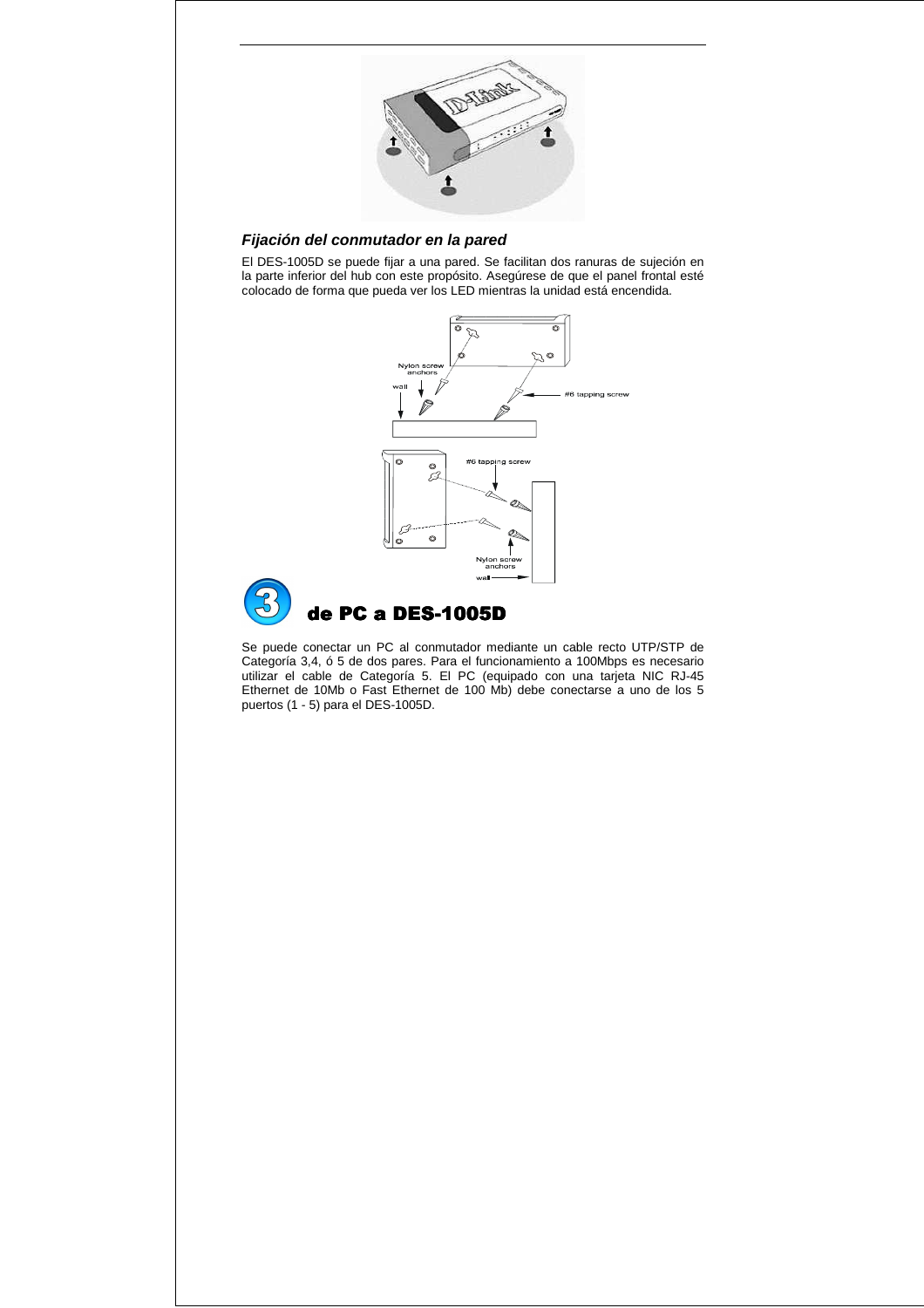### *Fijación del conmutador en la pared*

El DES-1005D se puede fijar a una pared. Se facilitan dos ranuras de sujeción en la parte inferior del hub con este propósito. Asegúrese de que el panel frontal esté colocado de forma que pueda ver los LED mientras la unidad está encendida.

## 3 de PC a DES-1005D

Se puede conectar un PC al conmutador mediante un cable recto UTP/STP de Categoría 3,4, ó 5 de dos pares. Para el funcionamiento a 100Mbps es necesario utilizar el cable de Categoría 5. El PC (equipado con una tarjeta NIC RJ-45 Ethernet de 10Mb o Fast Ethernet de 100 Mb) debe conectarse a uno de los 5 puertos (1 - 5) para el DES-1005D.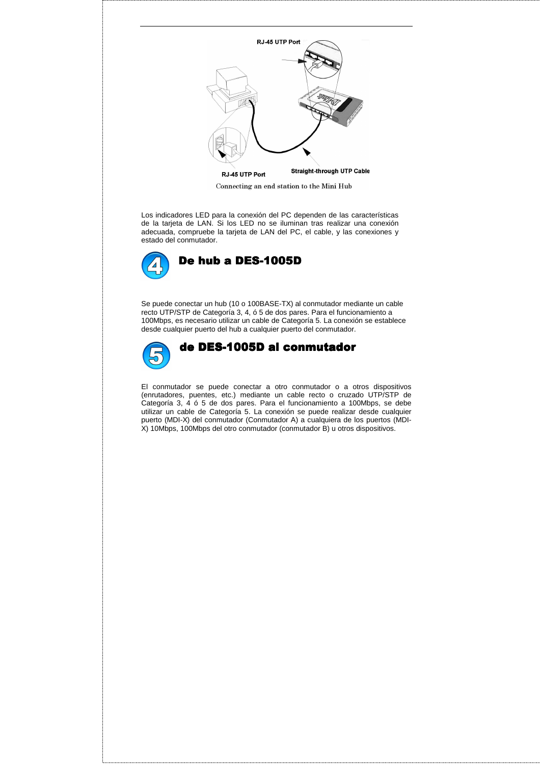Connecting an end station to the Mini Hub

Los indicadores LED para la conexión del PC dependen de las características de la tarjeta de LAN. Si los LED no se iluminan tras realizar una conexión adecuada, compruebe la tarjeta de LAN del PC, el cable, y las conexiones y estado del conmutador.

## 4 De hub a DES-1005D

Se puede conectar un hub (10 o 100BASE-TX) al conmutador mediante un cable recto UTP/STP de Categoría 3, 4, ó 5 de dos pares. Para el funcionamiento a 100Mbps, es necesario utilizar un cable de Categoría 5. La conexión se establece desde cualquier puerto del hub a cualquier puerto del conmutador.

## 5 de DES-1005D al conmutador

El conmutador se puede conectar a otro conmutador o a otros dispositivos (enrutadores, puentes, etc.) mediante un cable recto o cruzado UTP/STP de Categoría 3, 4 ó 5 de dos pares. Para el funcionamiento a 100Mbps, se debe utilizar un cable de Categoría 5. La conexión se puede realizar desde cualquier puerto (MDI-X) del conmutador (Conmutador A) a cualquiera de los puertos (MDI-X) 10Mbps, 100Mbps del otro conmutador (conmutador B) u otros dispositivos.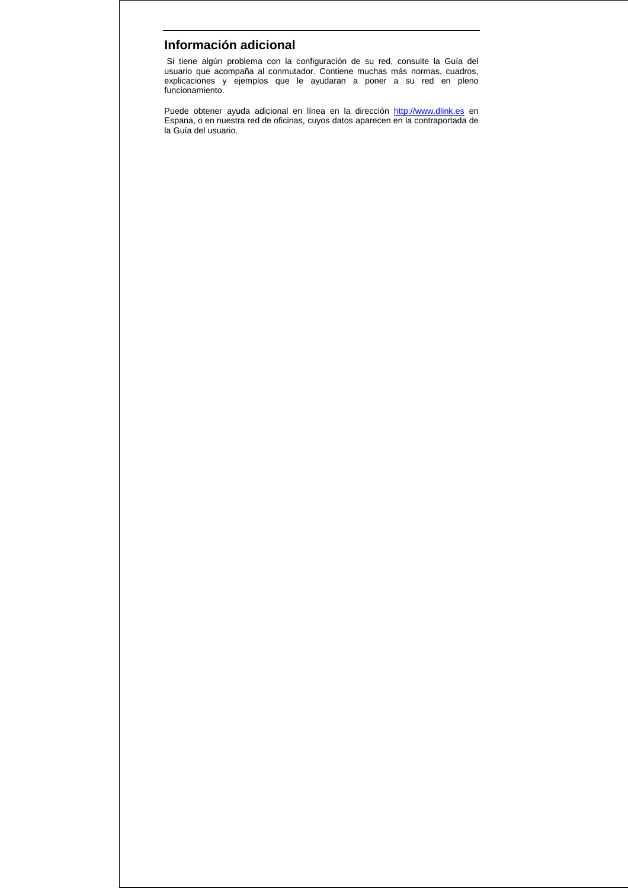## Información adicional

Si tiene algún problema con la configuración de su red, consulte la Guía del usuario que acompaña al conmutador. Contiene muchas más normas, cuadros, explicaciones y ejemplos que le ayudaran a poner a su red en pleno funcionamiento.

Puede obtener ayuda adicional en línea en la dirección http://www.dlink.es en Espana, o en nuestra red de oficinas, cuyos datos aparecen en la contraportada de la Guía del usuario.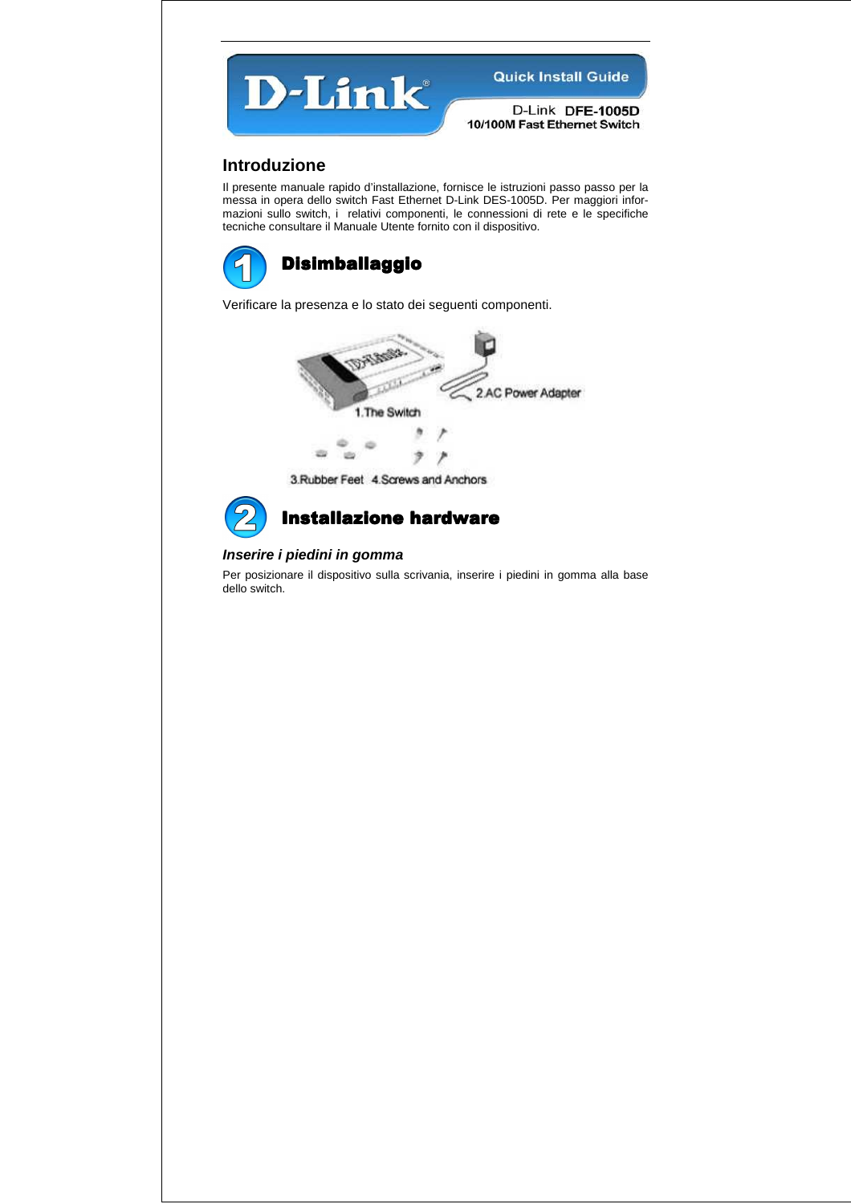Quick Install Guide

D-Link **DFE-1005D**
**10/100M Fast Ethernet Switch**

## Introduzione

Il presente manuale rapido d'installazione, fornisce le istruzioni passo passo per la messa in opera dello switch Fast Ethernet D-Link DES-1005D. Per maggiori informazioni sullo switch, i relativi componenti, le connessioni di rete e le specifiche tecniche consultare il Manuale Utente fornito con il dispositivo.

## 1 Disimballaggio

Verificare la presenza e lo stato dei seguenti componenti.

1.The Switch
2.AC Power Adapter
3.Rubber Feet
4.Screws and Anchors

## 2 Installazione hardware

### *Inserire i piedini in gomma*

Per posizionare il dispositivo sulla scrivania, inserire i piedini in gomma alla base dello switch.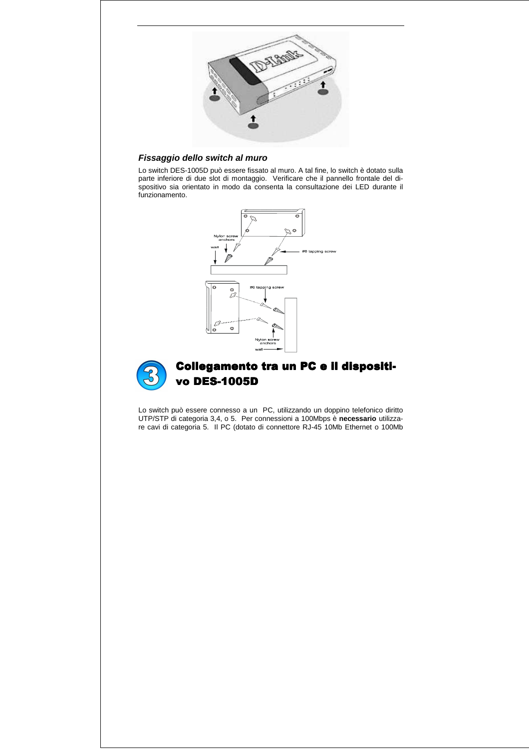### *Fissaggio dello switch al muro*

Lo switch DES-1005D può essere fissato al muro. A tal fine, lo switch è dotato sulla parte inferiore di due slot di montaggio. Verificare che il pannello frontale del dispositivo sia orientato in modo da consenta la consultazione dei LED durante il funzionamento.

## 3 Collegamento tra un PC e il dispositivo DES-1005D

Lo switch può essere connesso a un PC, utilizzando un doppino telefonico diritto UTP/STP di categoria 3,4, o 5. Per connessioni a 100Mbps è **necessario** utilizzare cavi di categoria 5. Il PC (dotato di connettore RJ-45 10Mb Ethernet o 100Mb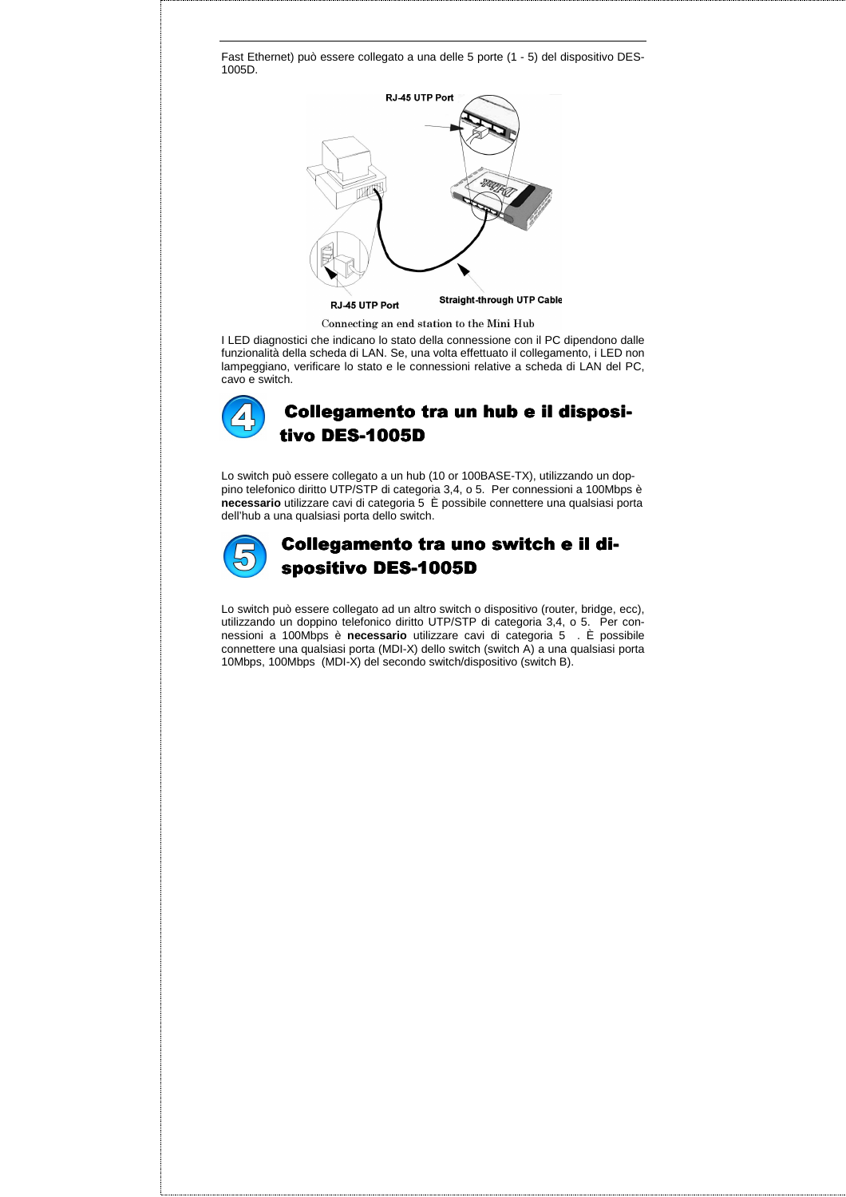Fast Ethernet) può essere collegato a una delle 5 porte (1 - 5) del dispositivo DES-1005D.

Connecting an end station to the Mini Hub

I LED diagnostici che indicano lo stato della connessione con il PC dipendono dalle funzionalità della scheda di LAN. Se, una volta effettuato il collegamento, i LED non lampeggiano, verificare lo stato e le connessioni relative a scheda di LAN del PC, cavo e switch.

## 4 Collegamento tra un hub e il dispositivo DES-1005D

Lo switch può essere collegato a un hub (10 or 100BASE-TX), utilizzando un doppino telefonico diritto UTP/STP di categoria 3,4, o 5. Per connessioni a 100Mbps è **necessario** utilizzare cavi di categoria 5 È possibile connettere una qualsiasi porta dell'hub a una qualsiasi porta dello switch.

## 5 Collegamento tra uno switch e il dispositivo DES-1005D

Lo switch può essere collegato ad un altro switch o dispositivo (router, bridge, ecc), utilizzando un doppino telefonico diritto UTP/STP di categoria 3,4, o 5. Per connessioni a 100Mbps è **necessario** utilizzare cavi di categoria 5 . È possibile connettere una qualsiasi porta (MDI-X) dello switch (switch A) a una qualsiasi porta 10Mbps, 100Mbps (MDI-X) del secondo switch/dispositivo (switch B).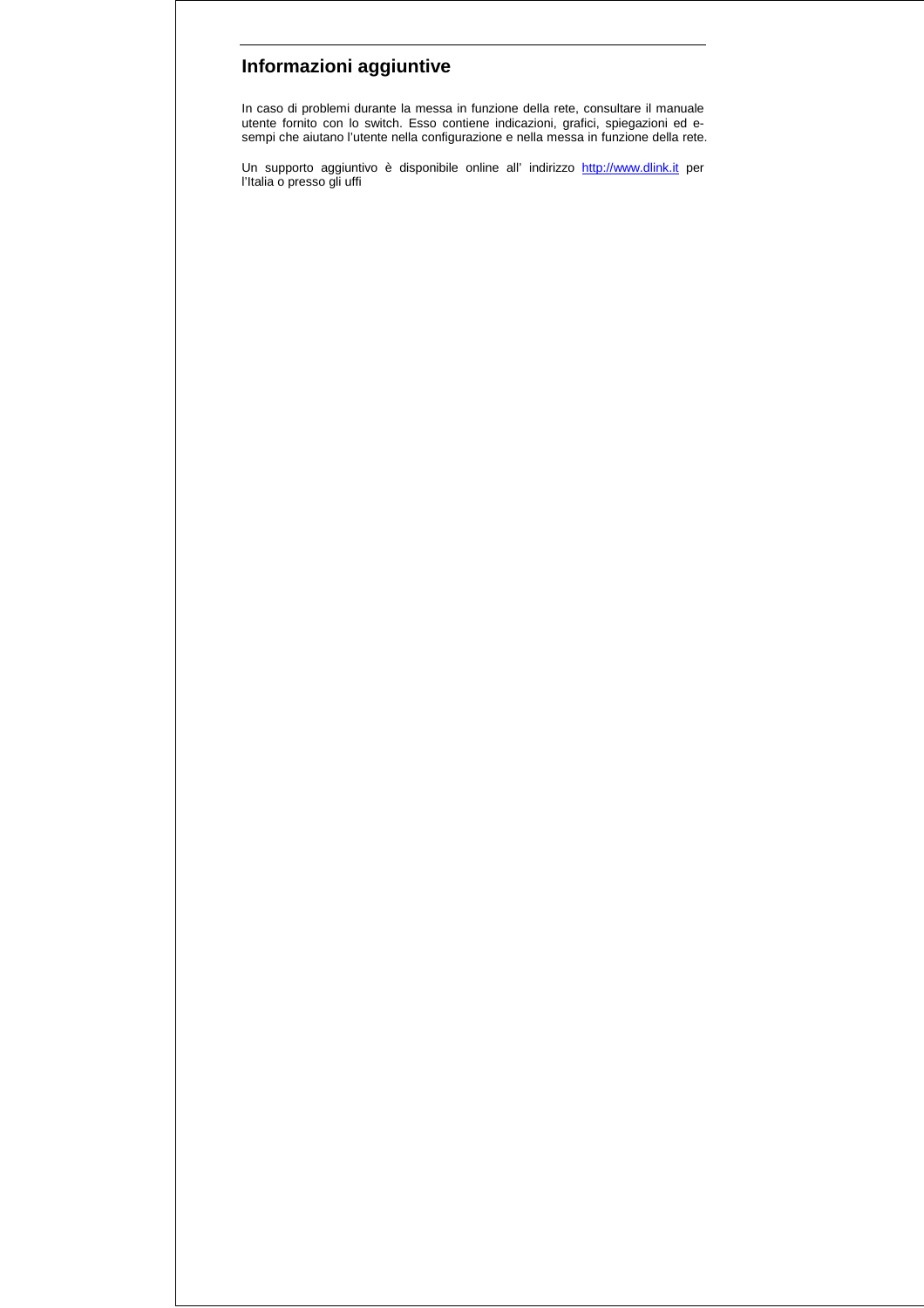## Informazioni aggiuntive

In caso di problemi durante la messa in funzione della rete, consultare il manuale utente fornito con lo switch. Esso contiene indicazioni, grafici, spiegazioni ed esempi che aiutano l'utente nella configurazione e nella messa in funzione della rete.

Un supporto aggiuntivo è disponibile online all' indirizzo http://www.dlink.it per l'Italia o presso gli uffi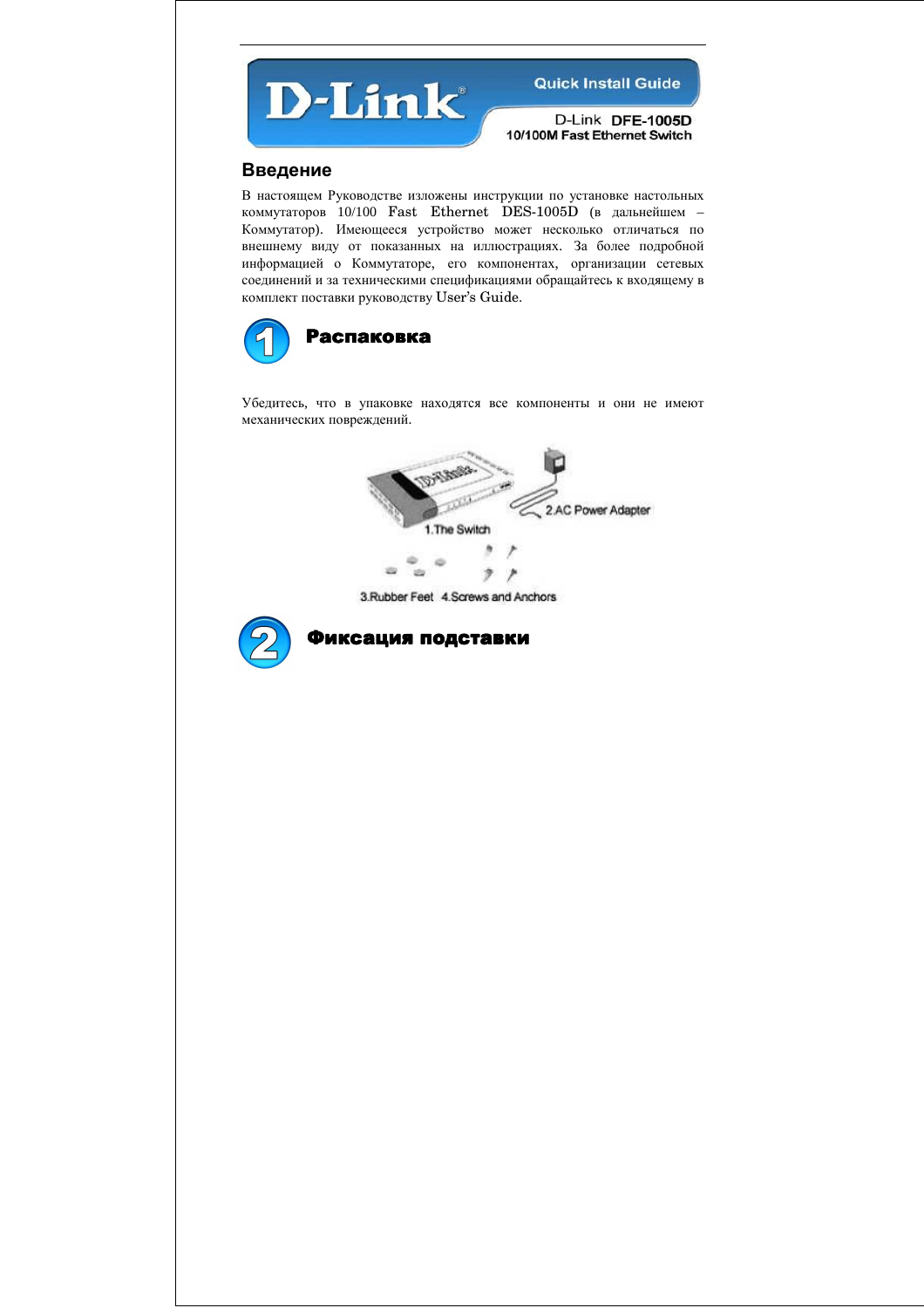D-Link

Quick Install Guide

D-Link **DFE-1005D**
**10/100M Fast Ethernet Switch**

## Введение

В настоящем Руководстве изложены инструкции по установке настольных коммутаторов 10/100 Fast Ethernet DES-1005D (в дальнейшем – Коммутатор). Имеющееся устройство может несколько отличаться по внешнему виду от показанных на иллюстрациях. За более подробной информацией о Коммутаторе, его компонентах, организации сетевых соединений и за техническими спецификациями обращайтесь к входящему в комплект поставки руководству User's Guide.

## 1 Распаковка

Убедитесь, что в упаковке находятся все компоненты и они не имеют механических повреждений.

1.The Switch
2.AC Power Adapter
3.Rubber Feet
4.Screws and Anchors

## 2 Фиксация подставки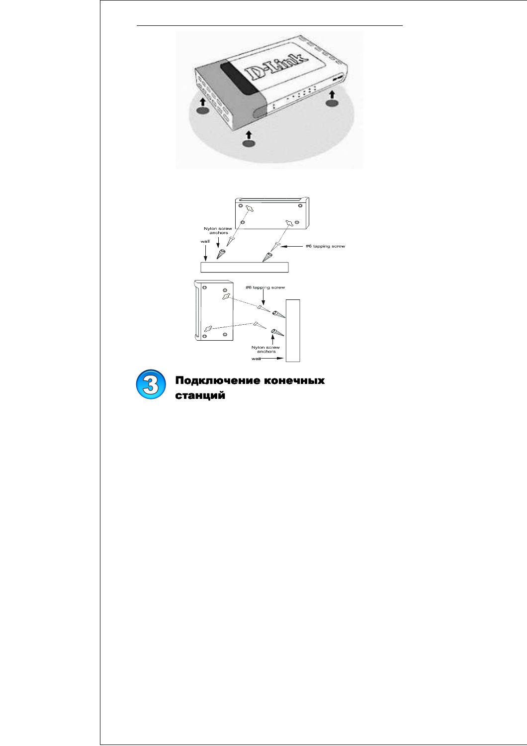## 3 Подключение конечных станций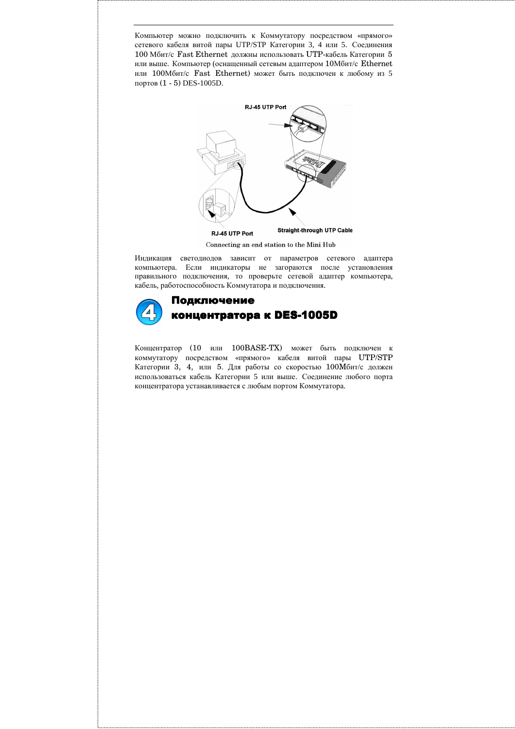Компьютер можно подключить к Коммутатору посредством «прямого» сетевого кабеля витой пары UTP/STP Категории 3, 4 или 5. Соединения 100 Мбит/с Fast Ethernet должны использовать UTP-кабель Категории 5 или выше. Компьютер (оснащенный сетевым адаптером 10Мбит/с Ethernet или 100Мбит/с Fast Ethernet) может быть подключен к любому из 5 портов (1 - 5) DES-1005D.

RJ-45 UTP Port

RJ-45 UTP Port

Straight-through UTP Cable

Connecting an end station to the Mini Hub

Индикация светодиодов зависит от параметров сетевого адаптера компьютера. Если индикаторы не загораются после установления правильного подключения, то проверьте сетевой адаптер компьютера, кабель, работоспособность Коммутатора и подключения.

## 4 Подключение концентратора к DES-1005D

Концентратор (10 или 100BASE-TX) может быть подключен к коммутатору посредством «прямого» кабеля витой пары UTP/STP Категории 3, 4, или 5. Для работы со скоростью 100Мбит/с должен использоваться кабель Категории 5 или выше. Соединение любого порта концентратора устанавливается с любым портом Коммутатора.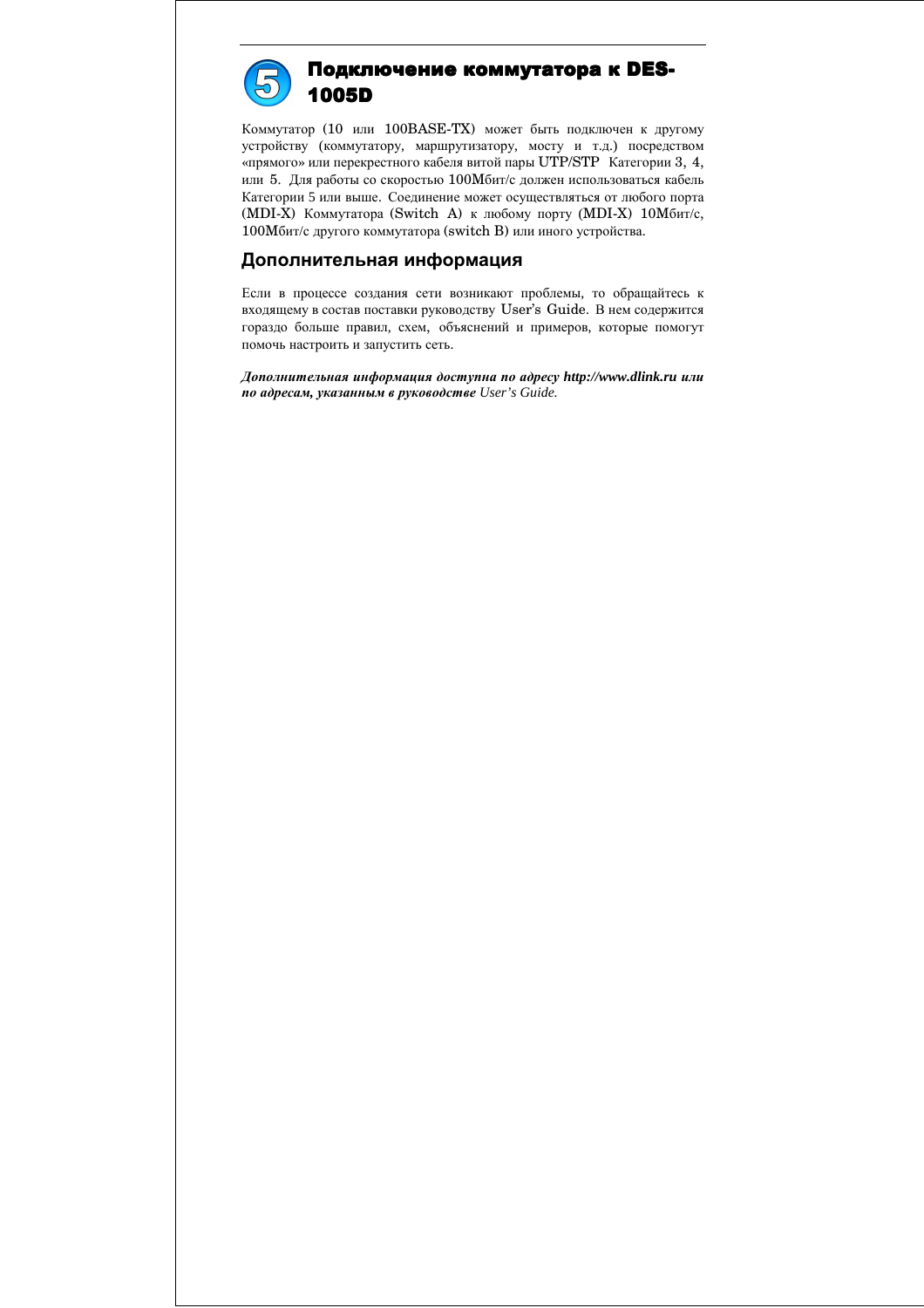# 5 Подключение коммутатора к DES-1005D

Коммутатор (10 или 100BASE-TX) может быть подключен к другому устройству (коммутатору, маршрутизатору, мосту и т.д.) посредством «прямого» или перекрестного кабеля витой пары UTP/STP Категории 3, 4, или 5. Для работы со скоростью 100Мбит/с должен использоваться кабель Категории 5 или выше. Соединение может осуществляться от любого порта (MDI-X) Коммутатора (Switch A) к любому порту (MDI-X) 10Мбит/с, 100Мбит/с другого коммутатора (switch B) или иного устройства.

## Дополнительная информация

Если в процессе создания сети возникают проблемы, то обращайтесь к входящему в состав поставки руководству User's Guide. В нем содержится гораздо больше правил, схем, объяснений и примеров, которые помогут помочь настроить и запустить сеть.

***Дополнительная информация доступна по адресу http://www.dlink.ru или по адресам, указанным в руководстве*** *User's Guide.*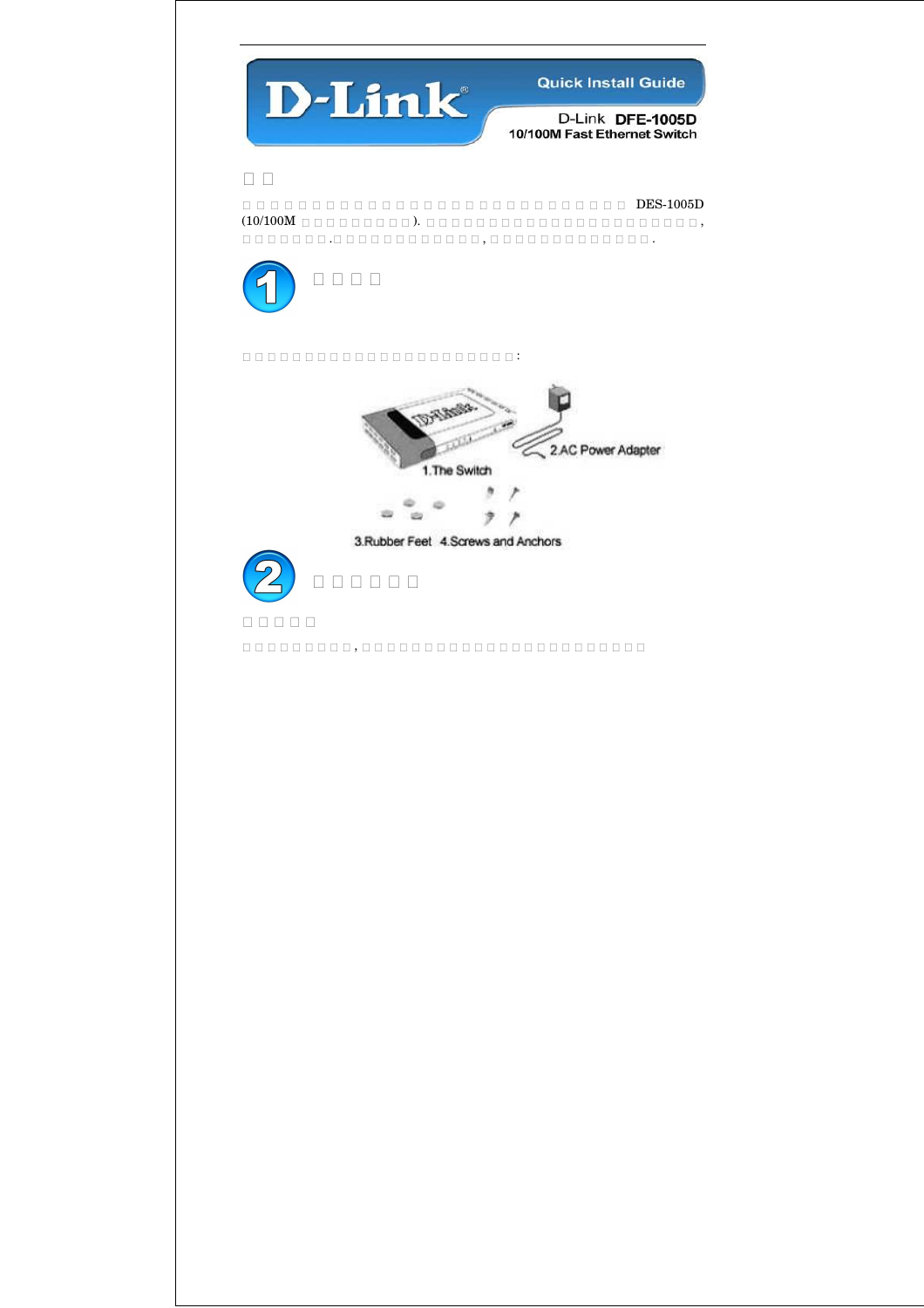Quick Install Guide

D-Link **DFE-1005D**

**10/100M Fast Ethernet Switch**

## □ □

□ □ □ □ □ □ □ □ □ □ □ □ □ □ □ □ □ □ □ □ □ □ □ □ □ □ □ □ □ □ □ DES-1005D (10/100M □ □ □ □ □ □ □ □ □ □). □ □ □ □ □ □ □ □ □ □ □ □ □ □ □ □ □ □ □ □ □ □ □ □ □, □ □ □ □ □ □ □.□ □ □ □ □ □ □ □ □ □ □ □ □, □ □ □ □ □ □ □ □ □ □ □ □ □ □.

## 1 □ □ □ □

□ □ □ □ □ □ □ □ □ □ □ □ □ □ □ □ □ □ □ □ □ □ □ □:

1.The Switch

2.AC Power Adapter

3.Rubber Feet

4.Screws and Anchors

## 2 □ □ □ □ □ □

### □ □ □ □ □

□ □ □ □ □ □ □ □ □, □ □ □ □ □ □ □ □ □ □ □ □ □ □ □ □ □ □ □ □ □ □ □ □ □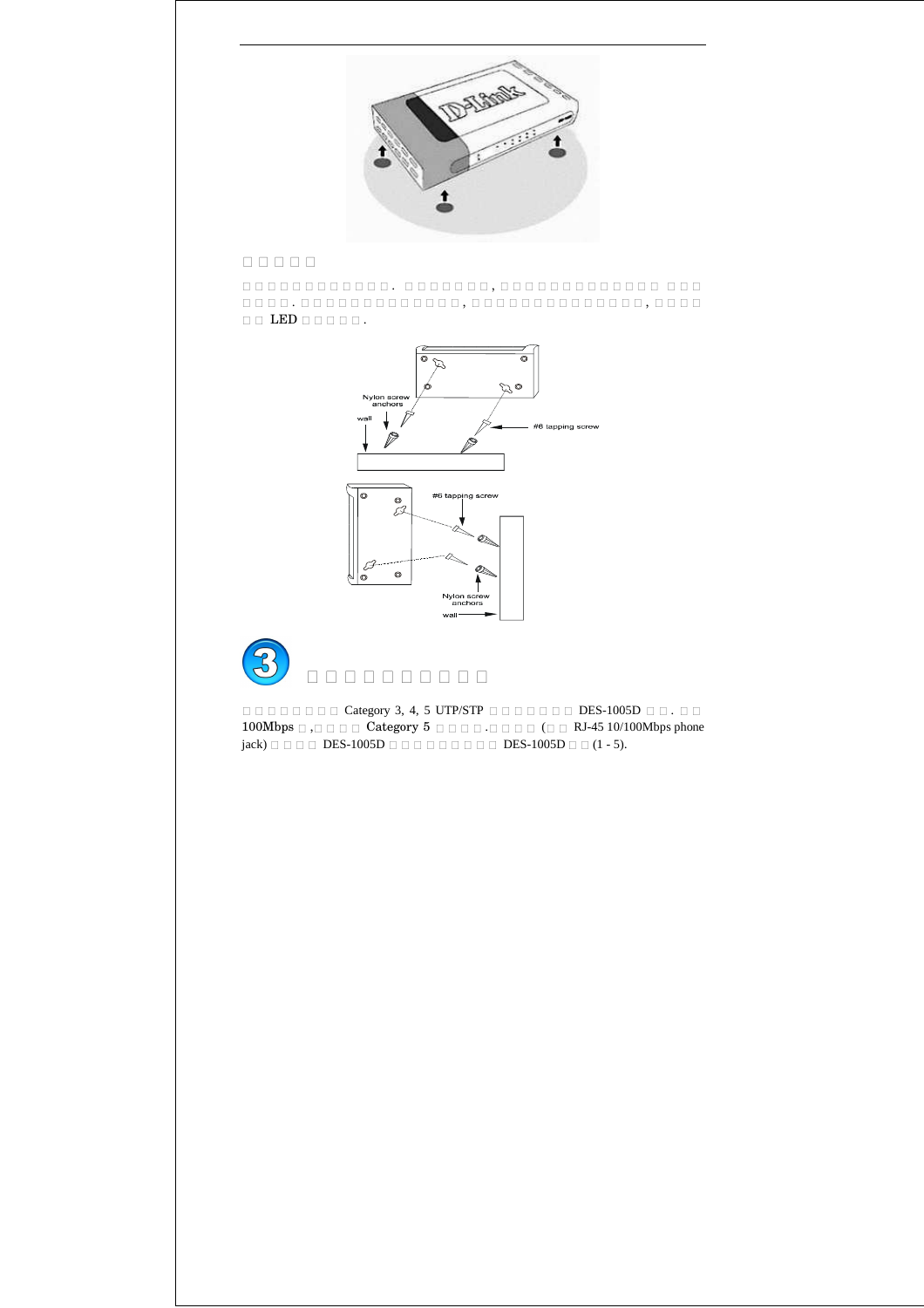□ □ □ □ □

□ □ □ □ □ □ □ □ □ □ □ □ . □ □ □ □ □ □ □ , □ □ □ □ □ □ □ □ □ □ □ □ □ □ □ □ □ □ □ □ □ . □ □ □ □ □ □ □ □ □ □ □ □ □ □ , □ □ □ □ □ □ □ □ □ □ □ □ □ □ □ , □ □ □ □ □ □ LED □ □ □ □ □ .

# □ □ □ □ □ □ □ □ □ □ □

□ □ □ □ □ □ □ □ Category 3, 4, 5 UTP/STP □ □ □ □ □ □ □ DES-1005D □ □ . □ □ 100Mbps □ ,□ □ □ □ Category 5 □ □ □ □ .□ □ □ □ (□ □ RJ-45 10/100Mbps phone jack) □ □ □ □ DES-1005D □ □ □ □ □ □ □ □ □ DES-1005D □ □ (1 - 5).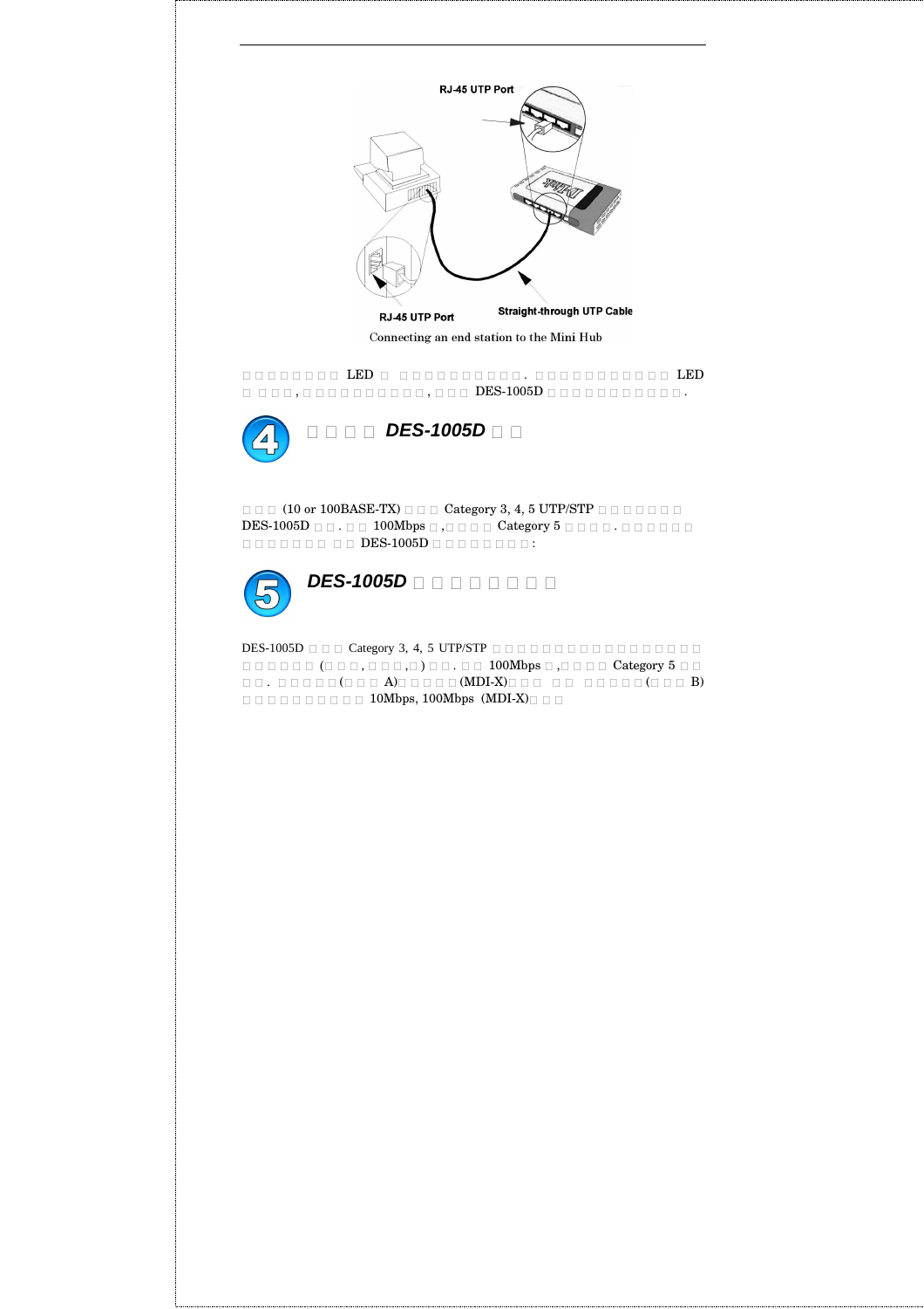Connecting an end station to the Mini Hub

□ □ □ □ □ □ □ □ LED □ □ □ □ □ □ □ □ □ □ □ □. □ □ □ □ □ □ □ □ □ □ □ LED □ □ □ □, □ □ □ □ □ □ □ □ □ □ □, □ □ □ DES-1005D □ □ □ □ □ □ □ □ □ □ □ □.

## 4 □ □ □ □ *DES-1005D* □ □

□ □ □ (10 or 100BASE-TX) □ □ □ Category 3, 4, 5 UTP/STP □ □ □ □ □ □ □ DES-1005D □ □. □ □ 100Mbps □ ,□ □ □ □ Category 5 □ □ □ □. □ □ □ □ □ □ □ □ □ □ □ □ □ □ □ DES-1005D □ □ □ □ □ □ □ □ □:

## 5 *DES-1005D* □ □ □ □ □ □ □ □

DES-1005D □ □ □ Category 3, 4, 5 UTP/STP □ □ □ □ □ □ □ □ □ □ □ □ □ □ □ □ □ □ □ □ □ □ □ □ □ (□ □ □, □ □ □, □) □ □. □ □ 100Mbps □ ,□ □ □ □ Category 5 □ □ □ □. □ □ □ □ □(□ □ □ A)□ □ □ □ □(MDI-X)□ □ □ □ □ □ □ □ □ □(□ □ □ B) □ □ □ □ □ □ □ □ □ □ 10Mbps, 100Mbps (MDI-X)□ □ □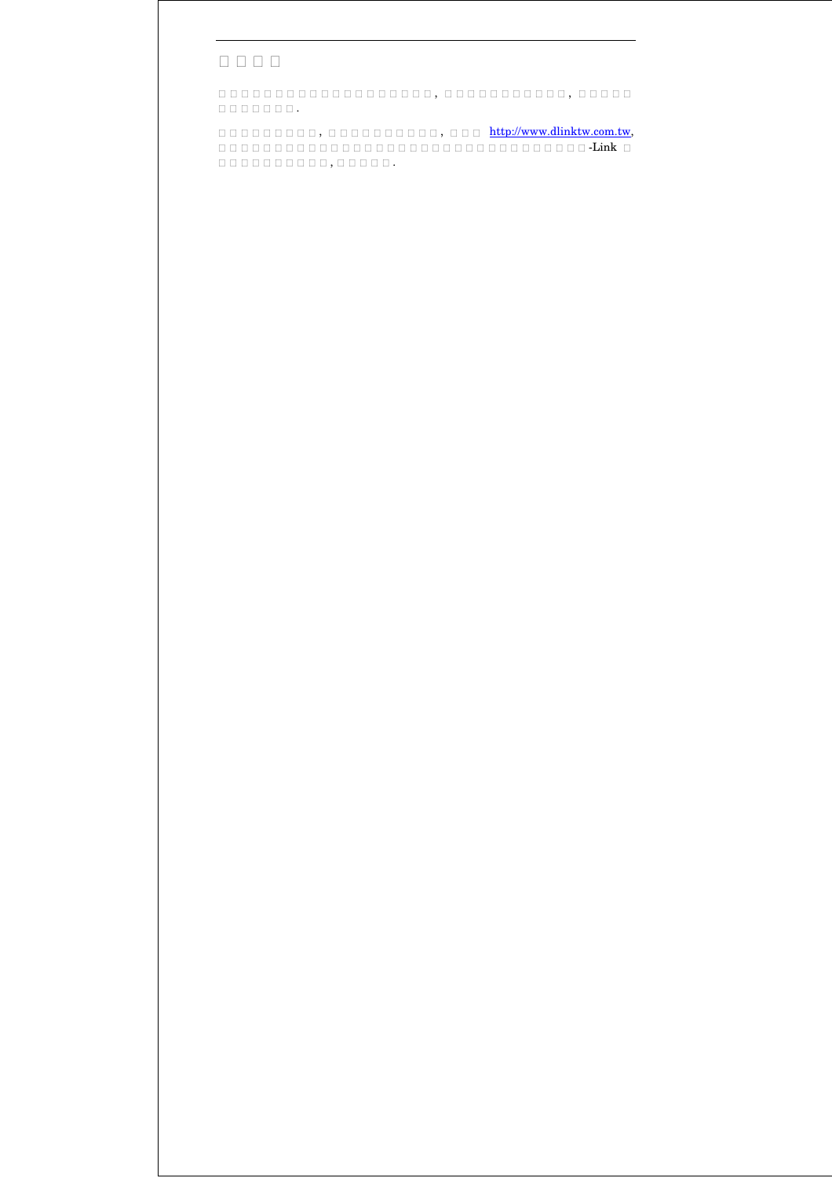## □□□□

□□□□□□□□□□□□□□□□□□□□, □□□□□□□□□□□, □□□□□□□□□□□□.

□□□□□□□□□, □□□□□□□□□□□, □□□ http://www.dlinktw.com.tw, □□□□□□□□□□□□□□□□□□□□□□□□□□□□□□□□□□□□□-Link □□□□□□□□□□□□, □□□□□.